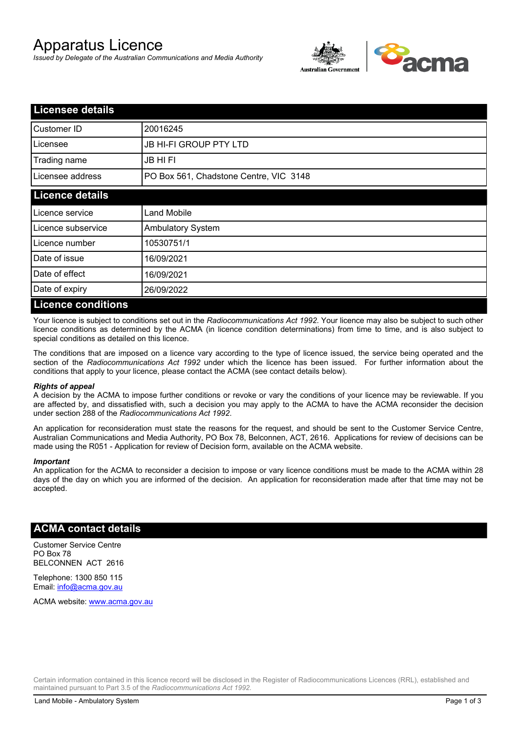# Apparatus Licence

*Issued by Delegate of the Australian Communications and Media Authority*

## Licensee details

| | |
|---|---|
| Customer ID | 20016245 |
| Licensee | JB HI-FI GROUP PTY LTD |
| Trading name | JB HI FI |
| Licensee address | PO Box 561, Chadstone Centre, VIC 3148 |

## Licence details

| | |
|---|---|
| Licence service | Land Mobile |
| Licence subservice | Ambulatory System |
| Licence number | 10530751/1 |
| Date of issue | 16/09/2021 |
| Date of effect | 16/09/2021 |
| Date of expiry | 26/09/2022 |

## Licence conditions

Your licence is subject to conditions set out in the *Radiocommunications Act 1992*. Your licence may also be subject to such other licence conditions as determined by the ACMA (in licence condition determinations) from time to time, and is also subject to special conditions as detailed on this licence.

The conditions that are imposed on a licence vary according to the type of licence issued, the service being operated and the section of the *Radiocommunications Act 1992* under which the licence has been issued. For further information about the conditions that apply to your licence, please contact the ACMA (see contact details below).

***Rights of appeal***

A decision by the ACMA to impose further conditions or revoke or vary the conditions of your licence may be reviewable. If you are affected by, and dissatisfied with, such a decision you may apply to the ACMA to have the ACMA reconsider the decision under section 288 of the *Radiocommunications Act 1992*.

An application for reconsideration must state the reasons for the request, and should be sent to the Customer Service Centre, Australian Communications and Media Authority, PO Box 78, Belconnen, ACT, 2616. Applications for review of decisions can be made using the R051 - Application for review of Decision form, available on the ACMA website.

***Important***

An application for the ACMA to reconsider a decision to impose or vary licence conditions must be made to the ACMA within 28 days of the day on which you are informed of the decision. An application for reconsideration made after that time may not be accepted.

## ACMA contact details

Customer Service Centre
PO Box 78
BELCONNEN ACT 2616

Telephone: 1300 850 115
Email: info@acma.gov.au

ACMA website: www.acma.gov.au

Certain information contained in this licence record will be disclosed in the Register of Radiocommunications Licences (RRL), established and maintained pursuant to Part 3.5 of the *Radiocommunications Act 1992.*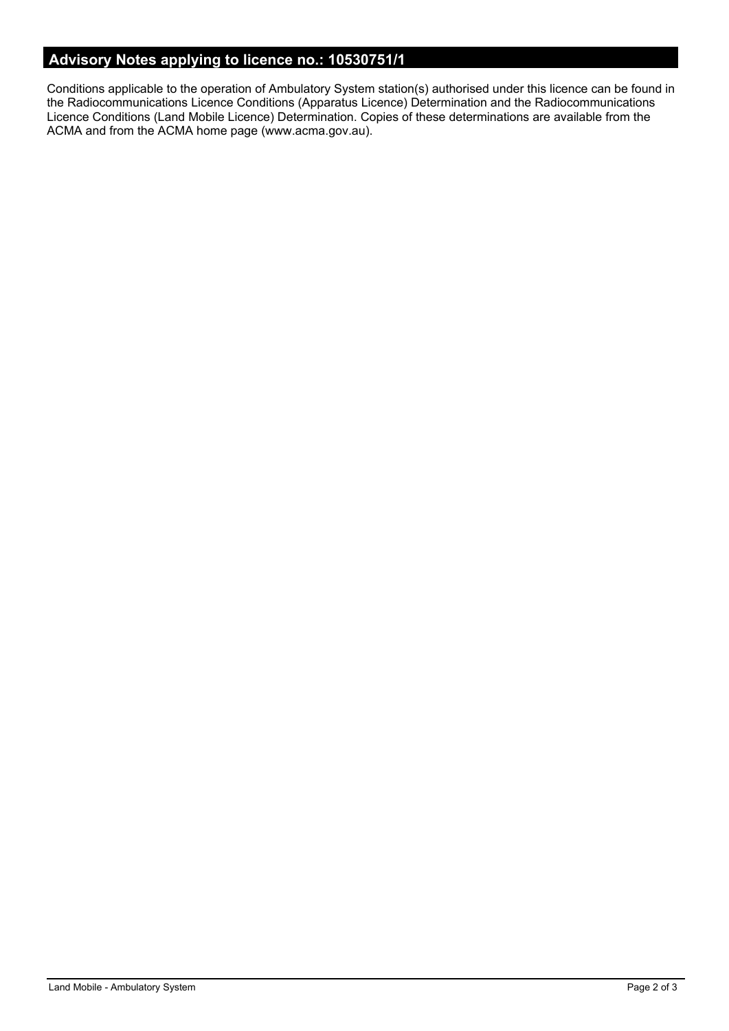## Advisory Notes applying to licence no.: 10530751/1

Conditions applicable to the operation of Ambulatory System station(s) authorised under this licence can be found in the Radiocommunications Licence Conditions (Apparatus Licence) Determination and the Radiocommunications Licence Conditions (Land Mobile Licence) Determination. Copies of these determinations are available from the ACMA and from the ACMA home page (www.acma.gov.au).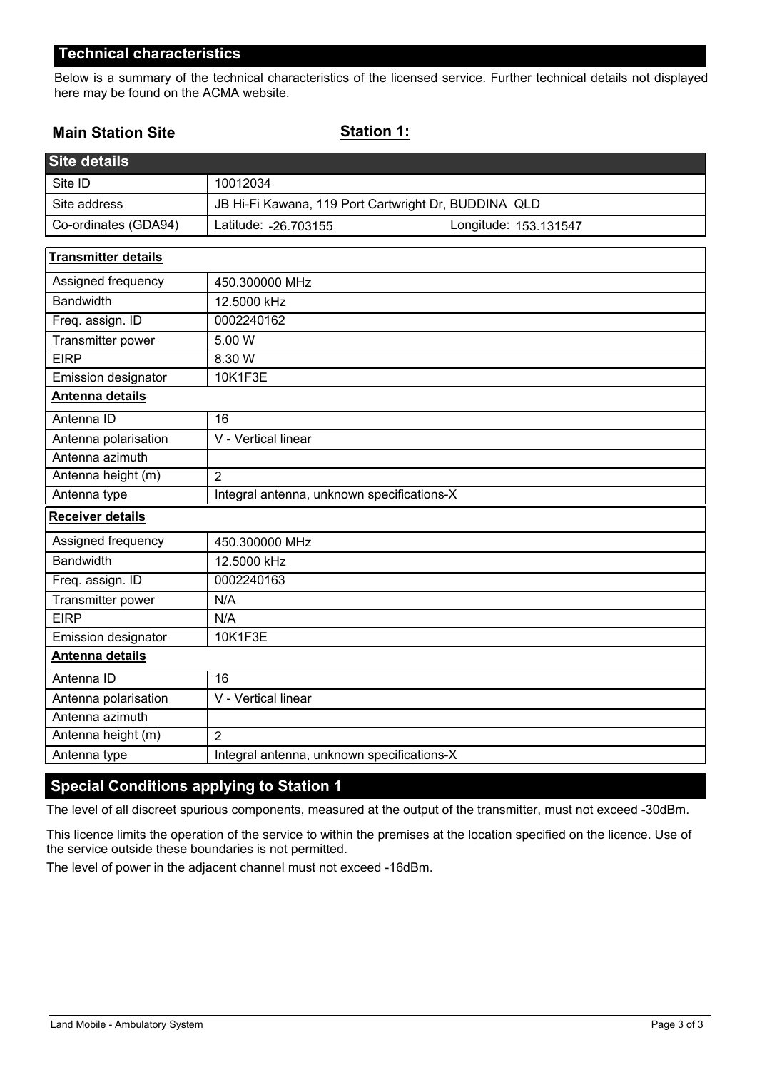## Technical characteristics

Below is a summary of the technical characteristics of the licensed service. Further technical details not displayed here may be found on the ACMA website.

**Main Station Site** **Station 1:**

### Site details

| | |
|---|---|
| Site ID | 10012034 |
| Site address | JB Hi-Fi Kawana, 119 Port Cartwright Dr, BUDDINA QLD |
| Co-ordinates (GDA94) | Latitude: -26.703155 Longitude: 153.131547 |

| | |
|---|---|
| **Transmitter details** | |
| Assigned frequency | 450.300000 MHz |
| Bandwidth | 12.5000 kHz |
| Freq. assign. ID | 0002240162 |
| Transmitter power | 5.00 W |
| EIRP | 8.30 W |
| Emission designator | 10K1F3E |
| **Antenna details** | |
| Antenna ID | 16 |
| Antenna polarisation | V - Vertical linear |
| Antenna azimuth | |
| Antenna height (m) | 2 |
| Antenna type | Integral antenna, unknown specifications-X |
| **Receiver details** | |
| Assigned frequency | 450.300000 MHz |
| Bandwidth | 12.5000 kHz |
| Freq. assign. ID | 0002240163 |
| Transmitter power | N/A |
| EIRP | N/A |
| Emission designator | 10K1F3E |
| **Antenna details** | |
| Antenna ID | 16 |
| Antenna polarisation | V - Vertical linear |
| Antenna azimuth | |
| Antenna height (m) | 2 |
| Antenna type | Integral antenna, unknown specifications-X |

## Special Conditions applying to Station 1

The level of all discreet spurious components, measured at the output of the transmitter, must not exceed -30dBm.

This licence limits the operation of the service to within the premises at the location specified on the licence. Use of the service outside these boundaries is not permitted.

The level of power in the adjacent channel must not exceed -16dBm.